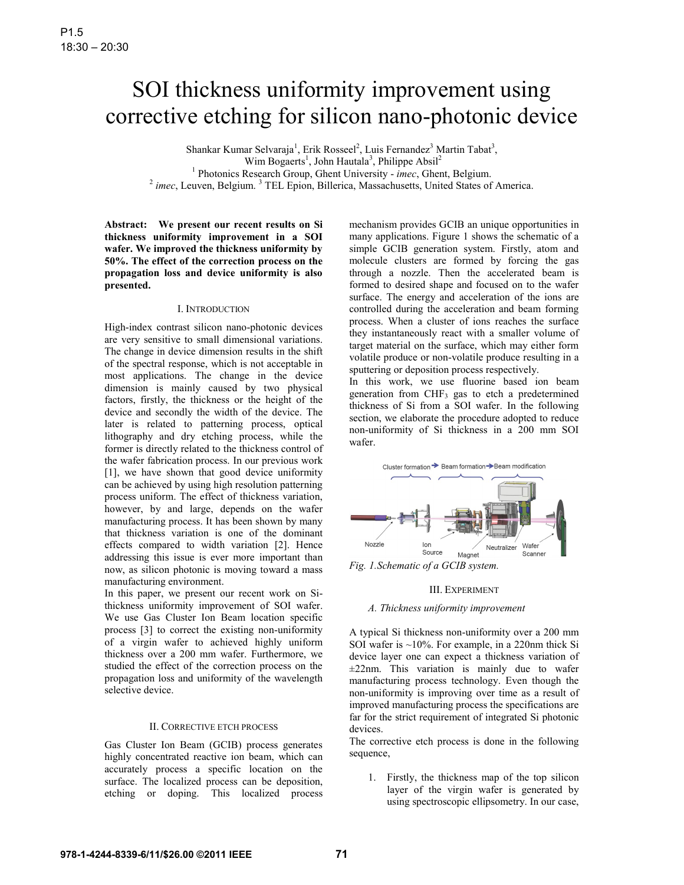P1.5
18:30 – 20:30

# SOI thickness uniformity improvement using corrective etching for silicon nano-photonic device

Shankar Kumar Selvaraja[1], Erik Rosseel[2], Luis Fernandez[3] Martin Tabat[3], Wim Bogaerts[1], John Hautala[3], Philippe Absil[2]

[1] Photonics Research Group, Ghent University - *imec*, Ghent, Belgium.
[2] *imec*, Leuven, Belgium. [3] TEL Epion, Billerica, Massachusetts, United States of America.

**Abstract: We present our recent results on Si thickness uniformity improvement in a SOI wafer. We improved the thickness uniformity by 50%. The effect of the correction process on the propagation loss and device uniformity is also presented.**

## I. Introduction

High-index contrast silicon nano-photonic devices are very sensitive to small dimensional variations. The change in device dimension results in the shift of the spectral response, which is not acceptable in most applications. The change in the device dimension is mainly caused by two physical factors, firstly, the thickness or the height of the device and secondly the width of the device. The later is related to patterning process, optical lithography and dry etching process, while the former is directly related to the thickness control of the wafer fabrication process. In our previous work [1], we have shown that good device uniformity can be achieved by using high resolution patterning process uniform. The effect of thickness variation, however, by and large, depends on the wafer manufacturing process. It has been shown by many that thickness variation is one of the dominant effects compared to width variation [2]. Hence addressing this issue is ever more important than now, as silicon photonic is moving toward a mass manufacturing environment.

In this paper, we present our recent work on Si-thickness uniformity improvement of SOI wafer. We use Gas Cluster Ion Beam location specific process [3] to correct the existing non-uniformity of a virgin wafer to achieved highly uniform thickness over a 200 mm wafer. Furthermore, we studied the effect of the correction process on the propagation loss and uniformity of the wavelength selective device.

## II. Corrective etch process

Gas Cluster Ion Beam (GCIB) process generates highly concentrated reactive ion beam, which can accurately process a specific location on the surface. The localized process can be deposition, etching or doping. This localized process mechanism provides GCIB an unique opportunities in many applications. Figure 1 shows the schematic of a simple GCIB generation system. Firstly, atom and molecule clusters are formed by forcing the gas through a nozzle. Then the accelerated beam is formed to desired shape and focused on to the wafer surface. The energy and acceleration of the ions are controlled during the acceleration and beam forming process. When a cluster of ions reaches the surface they instantaneously react with a smaller volume of target material on the surface, which may either form volatile produce or non-volatile produce resulting in a sputtering or deposition process respectively.

In this work, we use fluorine based ion beam generation from $CHF_3$ gas to etch a predetermined thickness of Si from a SOI wafer. In the following section, we elaborate the procedure adopted to reduce non-uniformity of Si thickness in a 200 mm SOI wafer.

*Fig. 1.Schematic of a GCIB system.*

## III. Experiment

### A. Thickness uniformity improvement

A typical Si thickness non-uniformity over a 200 mm SOI wafer is ~10%. For example, in a 220nm thick Si device layer one can expect a thickness variation of ±22nm. This variation is mainly due to wafer manufacturing process technology. Even though the non-uniformity is improving over time as a result of improved manufacturing process the specifications are far for the strict requirement of integrated Si photonic devices.

The corrective etch process is done in the following sequence,

1. Firstly, the thickness map of the top silicon layer of the virgin wafer is generated by using spectroscopic ellipsometry. In our case,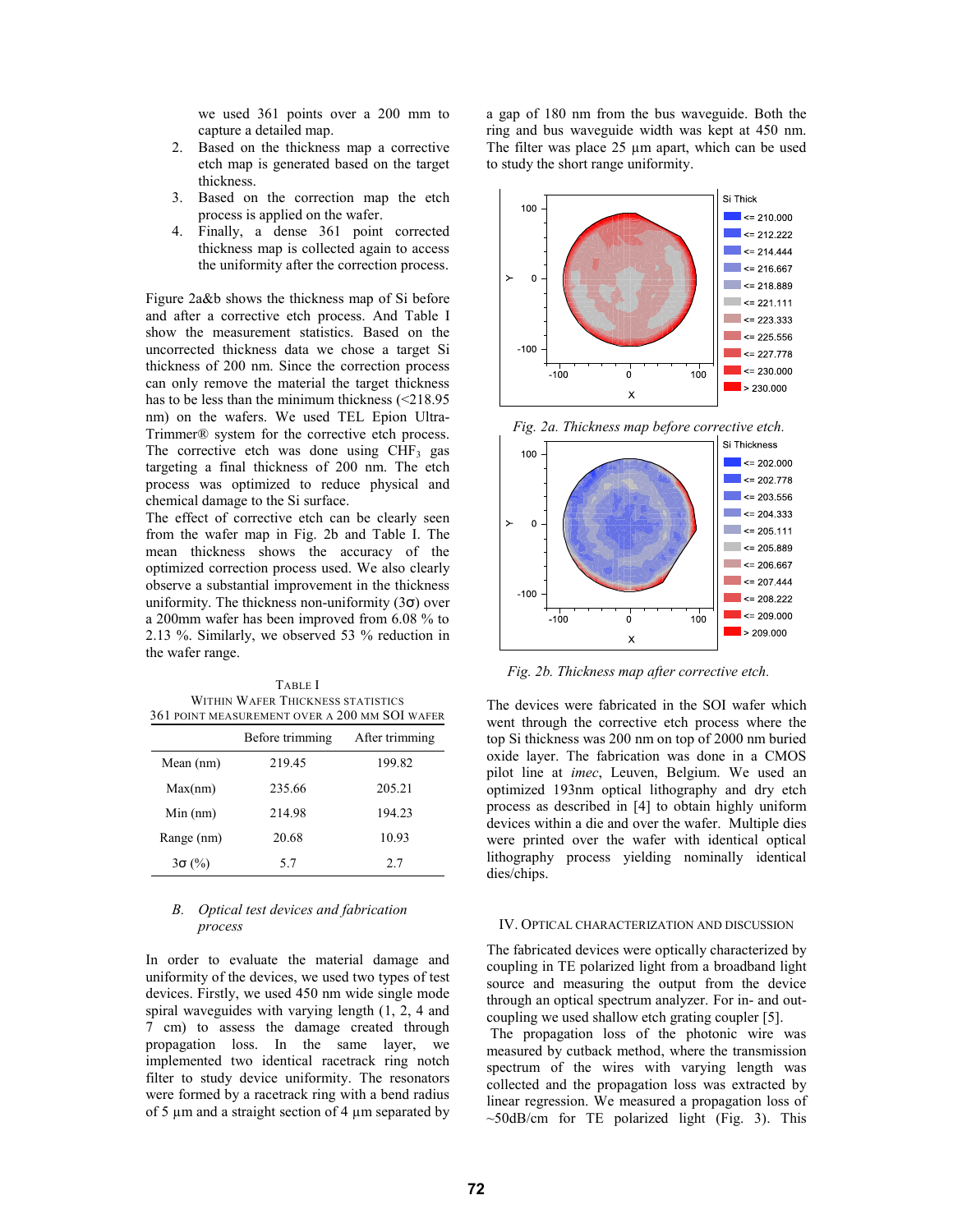we used 361 points over a 200 mm to capture a detailed map.

2. Based on the thickness map a corrective etch map is generated based on the target thickness.
3. Based on the correction map the etch process is applied on the wafer.
4. Finally, a dense 361 point corrected thickness map is collected again to access the uniformity after the correction process.

Figure 2a&b shows the thickness map of Si before and after a corrective etch process. And Table I show the measurement statistics. Based on the uncorrected thickness data we chose a target Si thickness of 200 nm. Since the correction process can only remove the material the target thickness has to be less than the minimum thickness (<218.95 nm) on the wafers. We used TEL Epion Ultra-Trimmer® system for the corrective etch process. The corrective etch was done using $CHF_3$ gas targeting a final thickness of 200 nm. The etch process was optimized to reduce physical and chemical damage to the Si surface.

The effect of corrective etch can be clearly seen from the wafer map in Fig. 2b and Table I. The mean thickness shows the accuracy of the optimized correction process used. We also clearly observe a substantial improvement in the thickness uniformity. The thickness non-uniformity (3σ) over a 200mm wafer has been improved from 6.08 % to 2.13 %. Similarly, we observed 53 % reduction in the wafer range.

TABLE I
WITHIN WAFER THICKNESS STATISTICS
361 POINT MEASUREMENT OVER A 200 MM SOI WAFER

| | Before trimming | After trimming |
|---|---|---|
| Mean (nm) | 219.45 | 199.82 |
| Max(nm) | 235.66 | 205.21 |
| Min (nm) | 214.98 | 194.23 |
| Range (nm) | 20.68 | 10.93 |
| 3σ (%) | 5.7 | 2.7 |

### B. *Optical test devices and fabrication process*

In order to evaluate the material damage and uniformity of the devices, we used two types of test devices. Firstly, we used 450 nm wide single mode spiral waveguides with varying length (1, 2, 4 and 7 cm) to assess the damage created through propagation loss. In the same layer, we implemented two identical racetrack ring notch filter to study device uniformity. The resonators were formed by a racetrack ring with a bend radius of 5 µm and a straight section of 4 µm separated by a gap of 180 nm from the bus waveguide. Both the ring and bus waveguide width was kept at 450 nm. The filter was place 25 µm apart, which can be used to study the short range uniformity.

*Fig. 2a. Thickness map before corrective etch.*

*Fig. 2b. Thickness map after corrective etch.*

The devices were fabricated in the SOI wafer which went through the corrective etch process where the top Si thickness was 200 nm on top of 2000 nm buried oxide layer. The fabrication was done in a CMOS pilot line at *imec*, Leuven, Belgium. We used an optimized 193nm optical lithography and dry etch process as described in [4] to obtain highly uniform devices within a die and over the wafer. Multiple dies were printed over the wafer with identical optical lithography process yielding nominally identical dies/chips.

## IV. OPTICAL CHARACTERIZATION AND DISCUSSION

The fabricated devices were optically characterized by coupling in TE polarized light from a broadband light source and measuring the output from the device through an optical spectrum analyzer. For in- and out-coupling we used shallow etch grating coupler [5].

The propagation loss of the photonic wire was measured by cutback method, where the transmission spectrum of the wires with varying length was collected and the propagation loss was extracted by linear regression. We measured a propagation loss of ~50dB/cm for TE polarized light (Fig. 3). This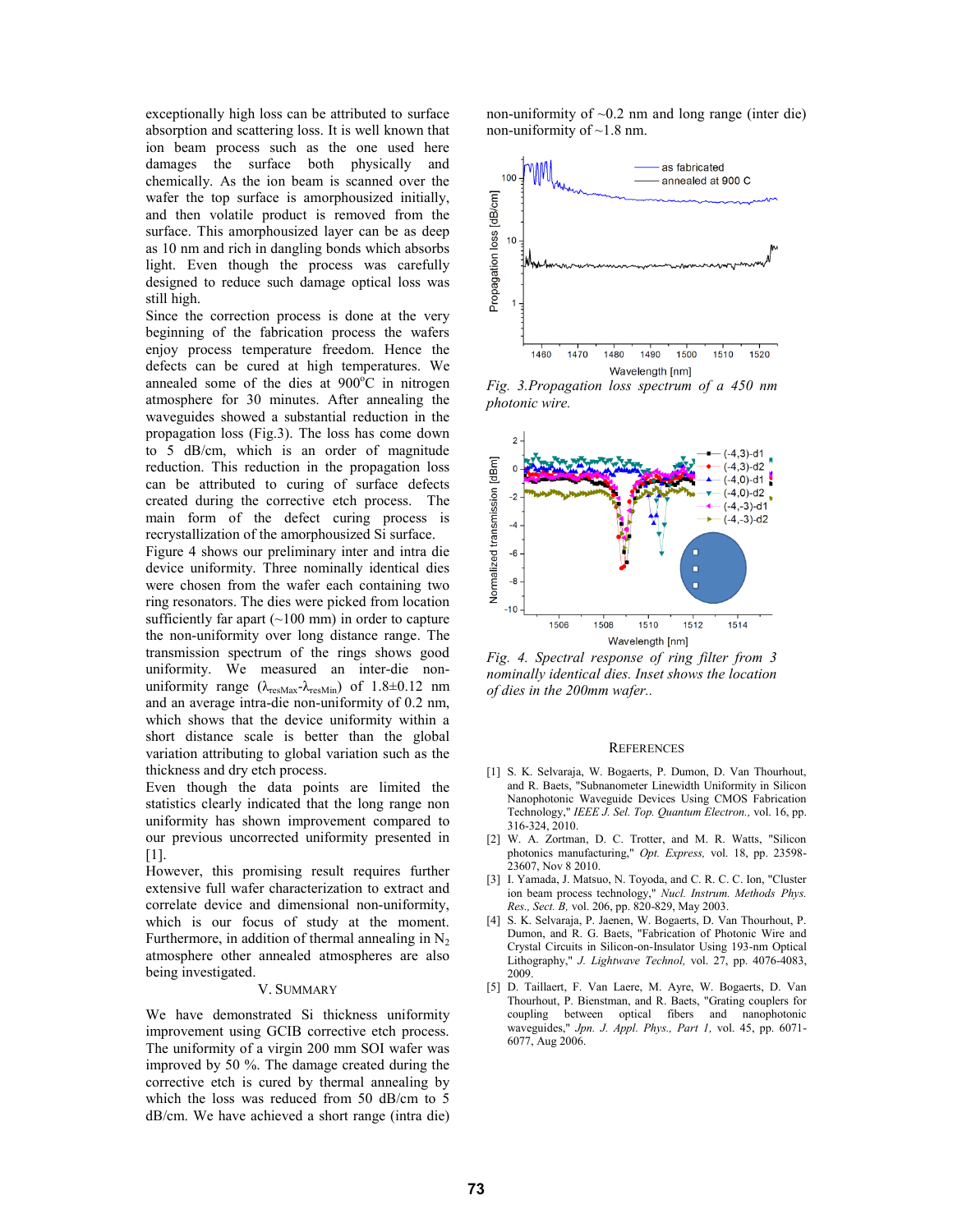exceptionally high loss can be attributed to surface absorption and scattering loss. It is well known that ion beam process such as the one used here damages the surface both physically and chemically. As the ion beam is scanned over the wafer the top surface is amorphousized initially, and then volatile product is removed from the surface. This amorphousized layer can be as deep as 10 nm and rich in dangling bonds which absorbs light. Even though the process was carefully designed to reduce such damage optical loss was still high.

Since the correction process is done at the very beginning of the fabrication process the wafers enjoy process temperature freedom. Hence the defects can be cured at high temperatures. We annealed some of the dies at 900°C in nitrogen atmosphere for 30 minutes. After annealing the waveguides showed a substantial reduction in the propagation loss (Fig.3). The loss has come down to 5 dB/cm, which is an order of magnitude reduction. This reduction in the propagation loss can be attributed to curing of surface defects created during the corrective etch process. The main form of the defect curing process is recrystallization of the amorphousized Si surface.

Figure 4 shows our preliminary inter and intra die device uniformity. Three nominally identical dies were chosen from the wafer each containing two ring resonators. The dies were picked from location sufficiently far apart (~100 mm) in order to capture the non-uniformity over long distance range. The transmission spectrum of the rings shows good uniformity. We measured an inter-die non-uniformity range ($\lambda_{resMax}$-$\lambda_{resMin}$) of 1.8±0.12 nm and an average intra-die non-uniformity of 0.2 nm, which shows that the device uniformity within a short distance scale is better than the global variation attributing to global variation such as the thickness and dry etch process.

Even though the data points are limited the statistics clearly indicated that the long range non uniformity has shown improvement compared to our previous uncorrected uniformity presented in [1].

However, this promising result requires further extensive full wafer characterization to extract and correlate device and dimensional non-uniformity, which is our focus of study at the moment. Furthermore, in addition of thermal annealing in $N_2$ atmosphere other annealed atmospheres are also being investigated.

## V. Summary

We have demonstrated Si thickness uniformity improvement using GCIB corrective etch process. The uniformity of a virgin 200 mm SOI wafer was improved by 50 %. The damage created during the corrective etch is cured by thermal annealing by which the loss was reduced from 50 dB/cm to 5 dB/cm. We have achieved a short range (intra die) non-uniformity of ~0.2 nm and long range (inter die) non-uniformity of ~1.8 nm.

100
10
1
Propagation loss [dB/cm]
1460 1470 1480 1490 1500 1510 1520
Wavelength [nm]
as fabricated
annealed at 900 C

*Fig. 3. Propagation loss spectrum of a 450 nm photonic wire.*

2
0
-2
-4
-6
-8
-10
Normalized transmission [dBm]
1506 1508 1510 1512 1514
Wavelength [nm]
(-4,3)-d1
(-4,3)-d2
(-4,0)-d1
(-4,0)-d2
(-4,-3)-d1
(-4,-3)-d2

*Fig. 4. Spectral response of ring filter from 3 nominally identical dies. Inset shows the location of dies in the 200mm wafer..*

## References

[1] S. K. Selvaraja, W. Bogaerts, P. Dumon, D. Van Thourhout, and R. Baets, "Subnanometer Linewidth Uniformity in Silicon Nanophotonic Waveguide Devices Using CMOS Fabrication Technology," *IEEE J. Sel. Top. Quantum Electron.,* vol. 16, pp. 316-324, 2010.

[2] W. A. Zortman, D. C. Trotter, and M. R. Watts, "Silicon photonics manufacturing," *Opt. Express,* vol. 18, pp. 23598-23607, Nov 8 2010.

[3] I. Yamada, J. Matsuo, N. Toyoda, and C. R. C. C. Ion, "Cluster ion beam process technology," *Nucl. Instrum. Methods Phys. Res., Sect. B,* vol. 206, pp. 820-829, May 2003.

[4] S. K. Selvaraja, P. Jaenen, W. Bogaerts, D. Van Thourhout, P. Dumon, and R. Baets, "Fabrication of Photonic Wire and Crystal Circuits in Silicon-on-Insulator Using 193-nm Optical Lithography," *J. Lightwave Technol,* vol. 27, pp. 4076-4083, 2009.

[5] D. Taillaert, F. Van Laere, M. Ayre, W. Bogaerts, D. Van Thourhout, P. Bienstman, and R. Baets, "Grating couplers for coupling between optical fibers and nanophotonic waveguides," *Jpn. J. Appl. Phys., Part 1,* vol. 45, pp. 6071-6077, Aug 2006.